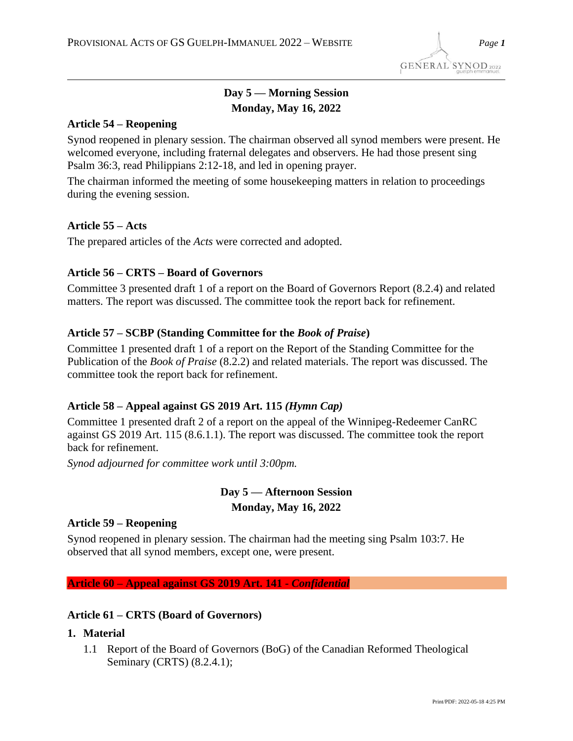## Day 5 — Morning Session
## Monday, May 16, 2022

### Article 54 – Reopening

Synod reopened in plenary session. The chairman observed all synod members were present. He welcomed everyone, including fraternal delegates and observers. He had those present sing Psalm 36:3, read Philippians 2:12-18, and led in opening prayer.

The chairman informed the meeting of some housekeeping matters in relation to proceedings during the evening session.

### Article 55 – Acts

The prepared articles of the *Acts* were corrected and adopted.

### Article 56 – CRTS – Board of Governors

Committee 3 presented draft 1 of a report on the Board of Governors Report (8.2.4) and related matters. The report was discussed. The committee took the report back for refinement.

### Article 57 – SCBP (Standing Committee for the *Book of Praise*)

Committee 1 presented draft 1 of a report on the Report of the Standing Committee for the Publication of the *Book of Praise* (8.2.2) and related materials. The report was discussed. The committee took the report back for refinement.

### Article 58 – Appeal against GS 2019 Art. 115 *(Hymn Cap)*

Committee 1 presented draft 2 of a report on the appeal of the Winnipeg-Redeemer CanRC against GS 2019 Art. 115 (8.6.1.1). The report was discussed. The committee took the report back for refinement.

*Synod adjourned for committee work until 3:00pm.*

## Day 5 — Afternoon Session
## Monday, May 16, 2022

### Article 59 – Reopening

Synod reopened in plenary session. The chairman had the meeting sing Psalm 103:7. He observed that all synod members, except one, were present.

### Article 60 – Appeal against GS 2019 Art. 141 - *Confidential*

### Article 61 – CRTS (Board of Governors)

**1. Material**

1.1 Report of the Board of Governors (BoG) of the Canadian Reformed Theological Seminary (CRTS) (8.2.4.1);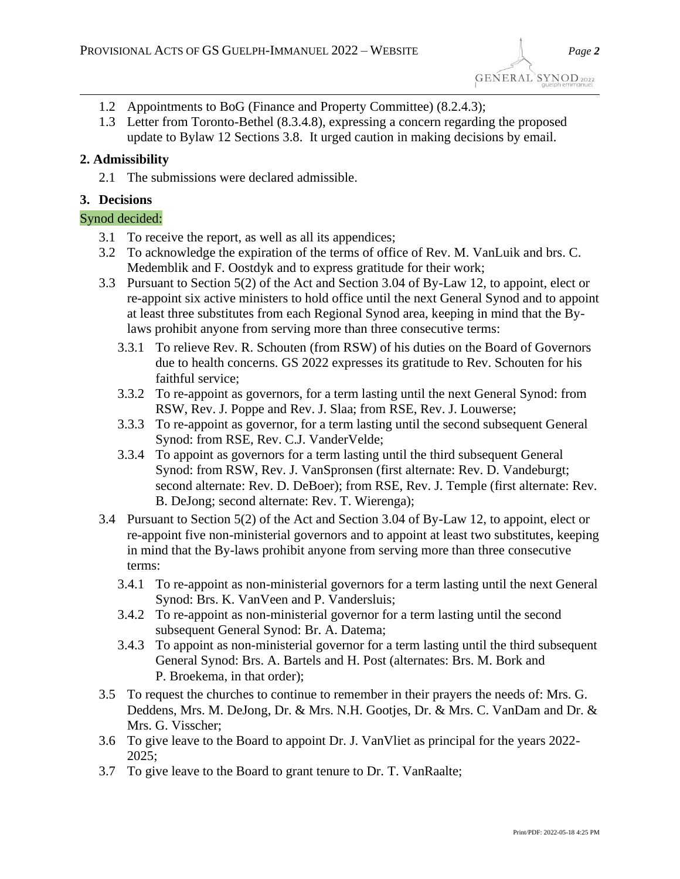1.2 Appointments to BoG (Finance and Property Committee) (8.2.4.3);

1.3 Letter from Toronto-Bethel (8.3.4.8), expressing a concern regarding the proposed update to Bylaw 12 Sections 3.8. It urged caution in making decisions by email.

**2. Admissibility**

2.1 The submissions were declared admissible.

**3. Decisions**

Synod decided:

3.1 To receive the report, as well as all its appendices;

3.2 To acknowledge the expiration of the terms of office of Rev. M. VanLuik and brs. C. Medemblik and F. Oostdyk and to express gratitude for their work;

3.3 Pursuant to Section 5(2) of the Act and Section 3.04 of By-Law 12, to appoint, elect or re-appoint six active ministers to hold office until the next General Synod and to appoint at least three substitutes from each Regional Synod area, keeping in mind that the By-laws prohibit anyone from serving more than three consecutive terms:

3.3.1 To relieve Rev. R. Schouten (from RSW) of his duties on the Board of Governors due to health concerns. GS 2022 expresses its gratitude to Rev. Schouten for his faithful service;

3.3.2 To re-appoint as governors, for a term lasting until the next General Synod: from RSW, Rev. J. Poppe and Rev. J. Slaa; from RSE, Rev. J. Louwerse;

3.3.3 To re-appoint as governor, for a term lasting until the second subsequent General Synod: from RSE, Rev. C.J. VanderVelde;

3.3.4 To appoint as governors for a term lasting until the third subsequent General Synod: from RSW, Rev. J. VanSpronsen (first alternate: Rev. D. Vandeburgt; second alternate: Rev. D. DeBoer); from RSE, Rev. J. Temple (first alternate: Rev. B. DeJong; second alternate: Rev. T. Wierenga);

3.4 Pursuant to Section 5(2) of the Act and Section 3.04 of By-Law 12, to appoint, elect or re-appoint five non-ministerial governors and to appoint at least two substitutes, keeping in mind that the By-laws prohibit anyone from serving more than three consecutive terms:

3.4.1 To re-appoint as non-ministerial governors for a term lasting until the next General Synod: Brs. K. VanVeen and P. Vandersluis;

3.4.2 To re-appoint as non-ministerial governor for a term lasting until the second subsequent General Synod: Br. A. Datema;

3.4.3 To appoint as non-ministerial governor for a term lasting until the third subsequent General Synod: Brs. A. Bartels and H. Post (alternates: Brs. M. Bork and P. Broekema, in that order);

3.5 To request the churches to continue to remember in their prayers the needs of: Mrs. G. Deddens, Mrs. M. DeJong, Dr. & Mrs. N.H. Gootjes, Dr. & Mrs. C. VanDam and Dr. & Mrs. G. Visscher;

3.6 To give leave to the Board to appoint Dr. J. VanVliet as principal for the years 2022-2025;

3.7 To give leave to the Board to grant tenure to Dr. T. VanRaalte;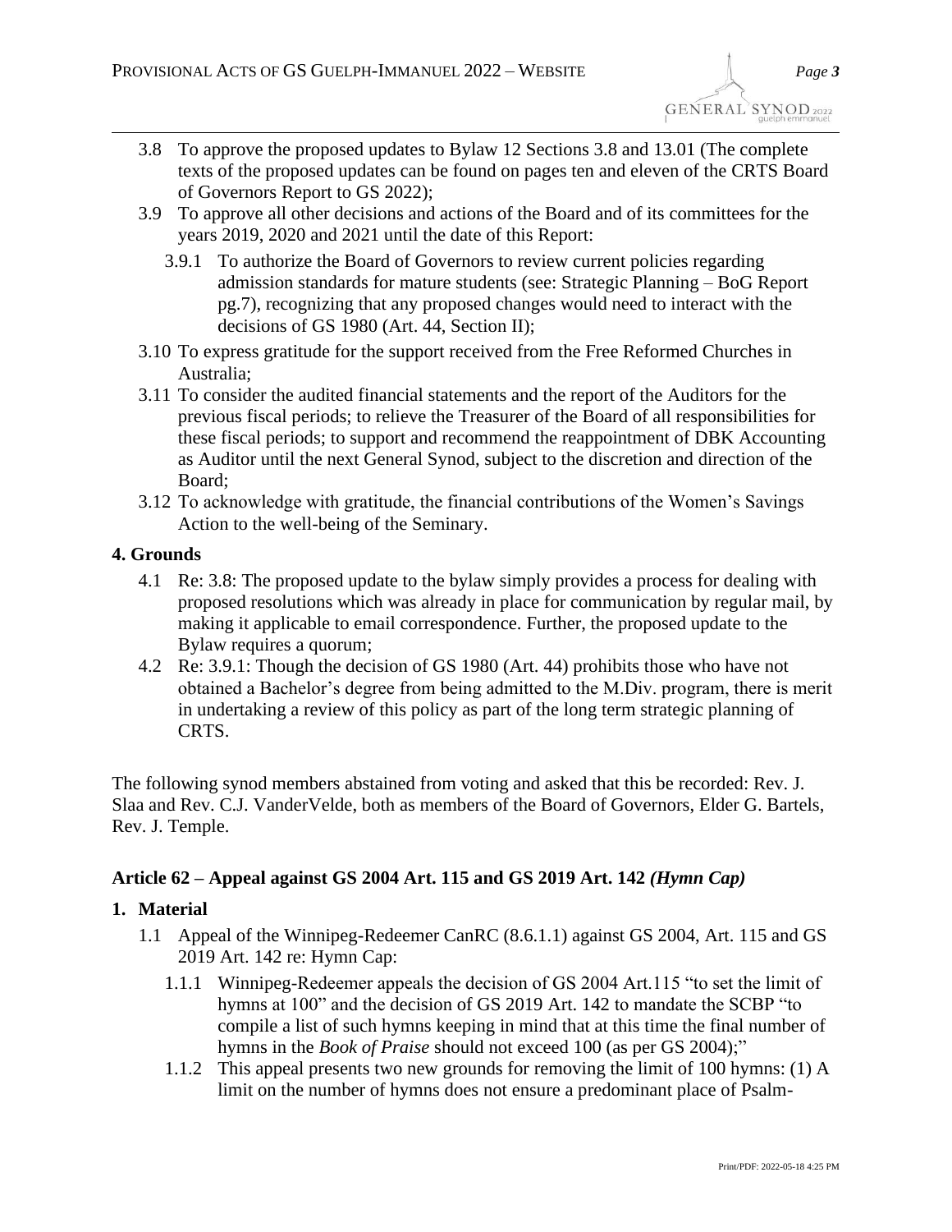- 3.8 To approve the proposed updates to Bylaw 12 Sections 3.8 and 13.01 (The complete texts of the proposed updates can be found on pages ten and eleven of the CRTS Board of Governors Report to GS 2022);
- 3.9 To approve all other decisions and actions of the Board and of its committees for the years 2019, 2020 and 2021 until the date of this Report:
  - 3.9.1 To authorize the Board of Governors to review current policies regarding admission standards for mature students (see: Strategic Planning – BoG Report pg.7), recognizing that any proposed changes would need to interact with the decisions of GS 1980 (Art. 44, Section II);
- 3.10 To express gratitude for the support received from the Free Reformed Churches in Australia;
- 3.11 To consider the audited financial statements and the report of the Auditors for the previous fiscal periods; to relieve the Treasurer of the Board of all responsibilities for these fiscal periods; to support and recommend the reappointment of DBK Accounting as Auditor until the next General Synod, subject to the discretion and direction of the Board;
- 3.12 To acknowledge with gratitude, the financial contributions of the Women's Savings Action to the well-being of the Seminary.

### 4. Grounds

- 4.1 Re: 3.8: The proposed update to the bylaw simply provides a process for dealing with proposed resolutions which was already in place for communication by regular mail, by making it applicable to email correspondence. Further, the proposed update to the Bylaw requires a quorum;
- 4.2 Re: 3.9.1: Though the decision of GS 1980 (Art. 44) prohibits those who have not obtained a Bachelor's degree from being admitted to the M.Div. program, there is merit in undertaking a review of this policy as part of the long term strategic planning of CRTS.

The following synod members abstained from voting and asked that this be recorded: Rev. J. Slaa and Rev. C.J. VanderVelde, both as members of the Board of Governors, Elder G. Bartels, Rev. J. Temple.

## Article 62 – Appeal against GS 2004 Art. 115 and GS 2019 Art. 142 *(Hymn Cap)*

### 1. Material

- 1.1 Appeal of the Winnipeg-Redeemer CanRC (8.6.1.1) against GS 2004, Art. 115 and GS 2019 Art. 142 re: Hymn Cap:
  - 1.1.1 Winnipeg-Redeemer appeals the decision of GS 2004 Art.115 "to set the limit of hymns at 100" and the decision of GS 2019 Art. 142 to mandate the SCBP "to compile a list of such hymns keeping in mind that at this time the final number of hymns in the *Book of Praise* should not exceed 100 (as per GS 2004);"
  - 1.1.2 This appeal presents two new grounds for removing the limit of 100 hymns: (1) A limit on the number of hymns does not ensure a predominant place of Psalm-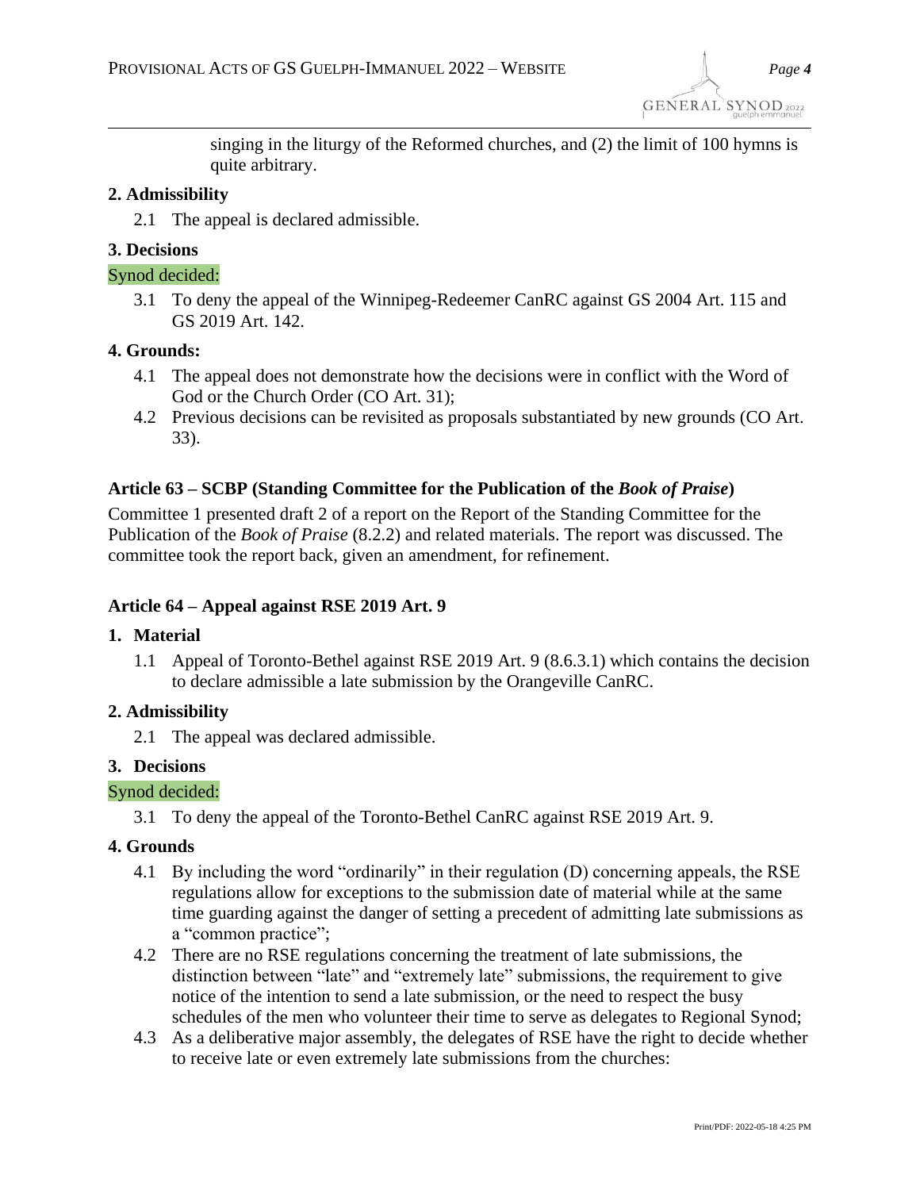singing in the liturgy of the Reformed churches, and (2) the limit of 100 hymns is quite arbitrary.

**2. Admissibility**

2.1 The appeal is declared admissible.

**3. Decisions**

Synod decided:

3.1 To deny the appeal of the Winnipeg-Redeemer CanRC against GS 2004 Art. 115 and GS 2019 Art. 142.

**4. Grounds:**

4.1 The appeal does not demonstrate how the decisions were in conflict with the Word of God or the Church Order (CO Art. 31);

4.2 Previous decisions can be revisited as proposals substantiated by new grounds (CO Art. 33).

### Article 63 – SCBP (Standing Committee for the Publication of the *Book of Praise*)

Committee 1 presented draft 2 of a report on the Report of the Standing Committee for the Publication of the *Book of Praise* (8.2.2) and related materials. The report was discussed. The committee took the report back, given an amendment, for refinement.

### Article 64 – Appeal against RSE 2019 Art. 9

**1. Material**

1.1 Appeal of Toronto-Bethel against RSE 2019 Art. 9 (8.6.3.1) which contains the decision to declare admissible a late submission by the Orangeville CanRC.

**2. Admissibility**

2.1 The appeal was declared admissible.

**3. Decisions**

Synod decided:

3.1 To deny the appeal of the Toronto-Bethel CanRC against RSE 2019 Art. 9.

**4. Grounds**

4.1 By including the word "ordinarily" in their regulation (D) concerning appeals, the RSE regulations allow for exceptions to the submission date of material while at the same time guarding against the danger of setting a precedent of admitting late submissions as a "common practice";

4.2 There are no RSE regulations concerning the treatment of late submissions, the distinction between "late" and "extremely late" submissions, the requirement to give notice of the intention to send a late submission, or the need to respect the busy schedules of the men who volunteer their time to serve as delegates to Regional Synod;

4.3 As a deliberative major assembly, the delegates of RSE have the right to decide whether to receive late or even extremely late submissions from the churches: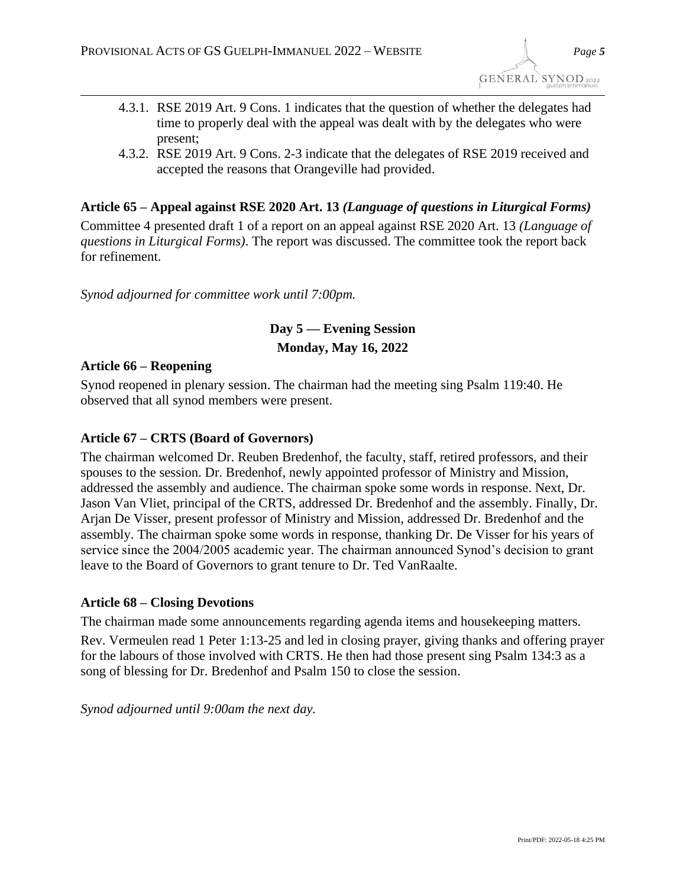4.3.1. RSE 2019 Art. 9 Cons. 1 indicates that the question of whether the delegates had time to properly deal with the appeal was dealt with by the delegates who were present;

4.3.2. RSE 2019 Art. 9 Cons. 2-3 indicate that the delegates of RSE 2019 received and accepted the reasons that Orangeville had provided.

### Article 65 – Appeal against RSE 2020 Art. 13 *(Language of questions in Liturgical Forms)*

Committee 4 presented draft 1 of a report on an appeal against RSE 2020 Art. 13 *(Language of questions in Liturgical Forms)*. The report was discussed. The committee took the report back for refinement.

*Synod adjourned for committee work until 7:00pm.*

## Day 5 — Evening Session
## Monday, May 16, 2022

### Article 66 – Reopening

Synod reopened in plenary session. The chairman had the meeting sing Psalm 119:40. He observed that all synod members were present.

### Article 67 – CRTS (Board of Governors)

The chairman welcomed Dr. Reuben Bredenhof, the faculty, staff, retired professors, and their spouses to the session. Dr. Bredenhof, newly appointed professor of Ministry and Mission, addressed the assembly and audience. The chairman spoke some words in response. Next, Dr. Jason Van Vliet, principal of the CRTS, addressed Dr. Bredenhof and the assembly. Finally, Dr. Arjan De Visser, present professor of Ministry and Mission, addressed Dr. Bredenhof and the assembly. The chairman spoke some words in response, thanking Dr. De Visser for his years of service since the 2004/2005 academic year. The chairman announced Synod's decision to grant leave to the Board of Governors to grant tenure to Dr. Ted VanRaalte.

### Article 68 – Closing Devotions

The chairman made some announcements regarding agenda items and housekeeping matters.

Rev. Vermeulen read 1 Peter 1:13-25 and led in closing prayer, giving thanks and offering prayer for the labours of those involved with CRTS. He then had those present sing Psalm 134:3 as a song of blessing for Dr. Bredenhof and Psalm 150 to close the session.

*Synod adjourned until 9:00am the next day.*